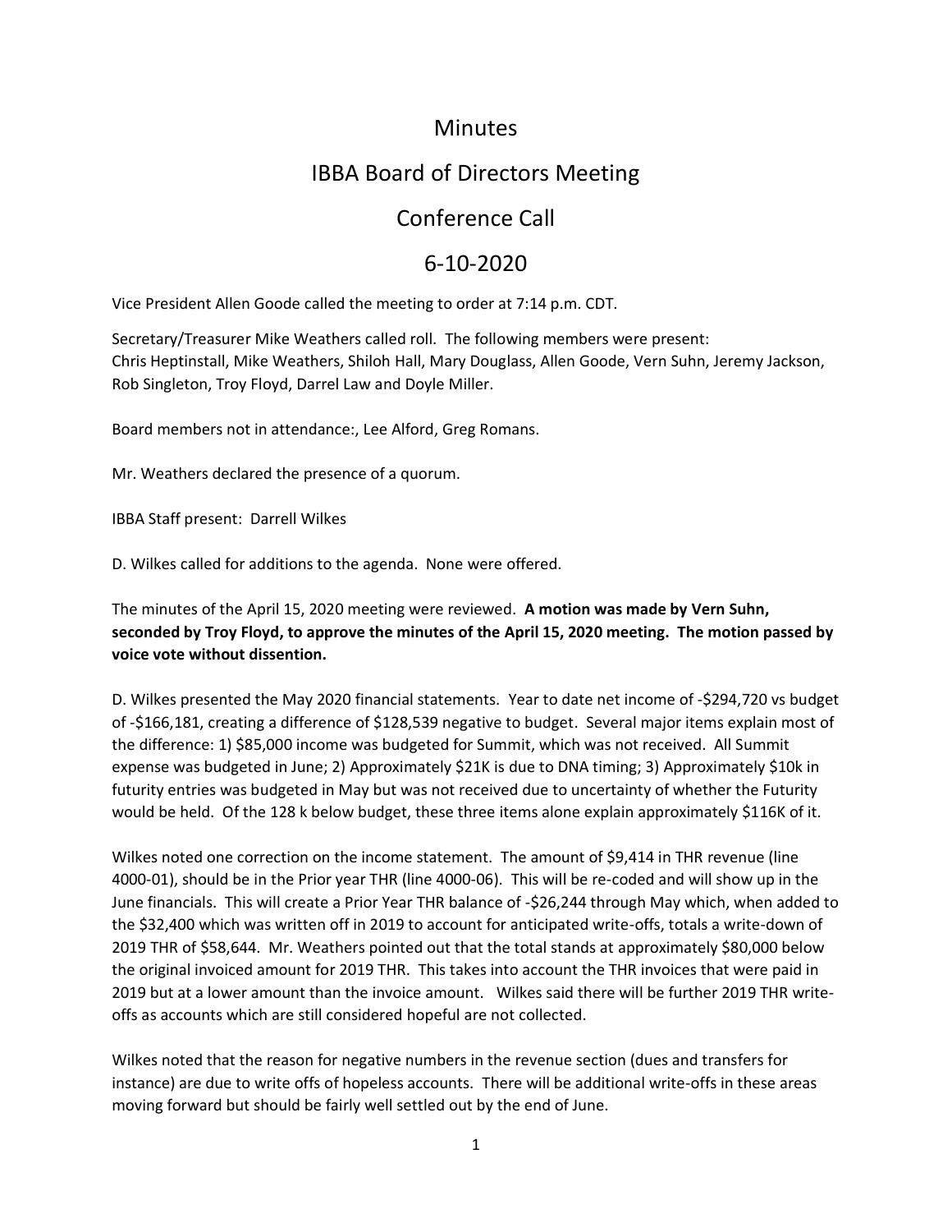# Minutes

# IBBA Board of Directors Meeting

# Conference Call

# 6-10-2020

Vice President Allen Goode called the meeting to order at 7:14 p.m. CDT.

Secretary/Treasurer Mike Weathers called roll. The following members were present: Chris Heptinstall, Mike Weathers, Shiloh Hall, Mary Douglass, Allen Goode, Vern Suhn, Jeremy Jackson, Rob Singleton, Troy Floyd, Darrel Law and Doyle Miller.

Board members not in attendance:, Lee Alford, Greg Romans.

Mr. Weathers declared the presence of a quorum.

IBBA Staff present: Darrell Wilkes

D. Wilkes called for additions to the agenda. None were offered.

The minutes of the April 15, 2020 meeting were reviewed. **A motion was made by Vern Suhn, seconded by Troy Floyd, to approve the minutes of the April 15, 2020 meeting. The motion passed by voice vote without dissention.**

D. Wilkes presented the May 2020 financial statements. Year to date net income of -$294,720 vs budget of -$166,181, creating a difference of $128,539 negative to budget. Several major items explain most of the difference: 1) $85,000 income was budgeted for Summit, which was not received. All Summit expense was budgeted in June; 2) Approximately $21K is due to DNA timing; 3) Approximately $10k in futurity entries was budgeted in May but was not received due to uncertainty of whether the Futurity would be held. Of the 128 k below budget, these three items alone explain approximately $116K of it.

Wilkes noted one correction on the income statement. The amount of $9,414 in THR revenue (line 4000-01), should be in the Prior year THR (line 4000-06). This will be re-coded and will show up in the June financials. This will create a Prior Year THR balance of -$26,244 through May which, when added to the $32,400 which was written off in 2019 to account for anticipated write-offs, totals a write-down of 2019 THR of $58,644. Mr. Weathers pointed out that the total stands at approximately $80,000 below the original invoiced amount for 2019 THR. This takes into account the THR invoices that were paid in 2019 but at a lower amount than the invoice amount. Wilkes said there will be further 2019 THR write-offs as accounts which are still considered hopeful are not collected.

Wilkes noted that the reason for negative numbers in the revenue section (dues and transfers for instance) are due to write offs of hopeless accounts. There will be additional write-offs in these areas moving forward but should be fairly well settled out by the end of June.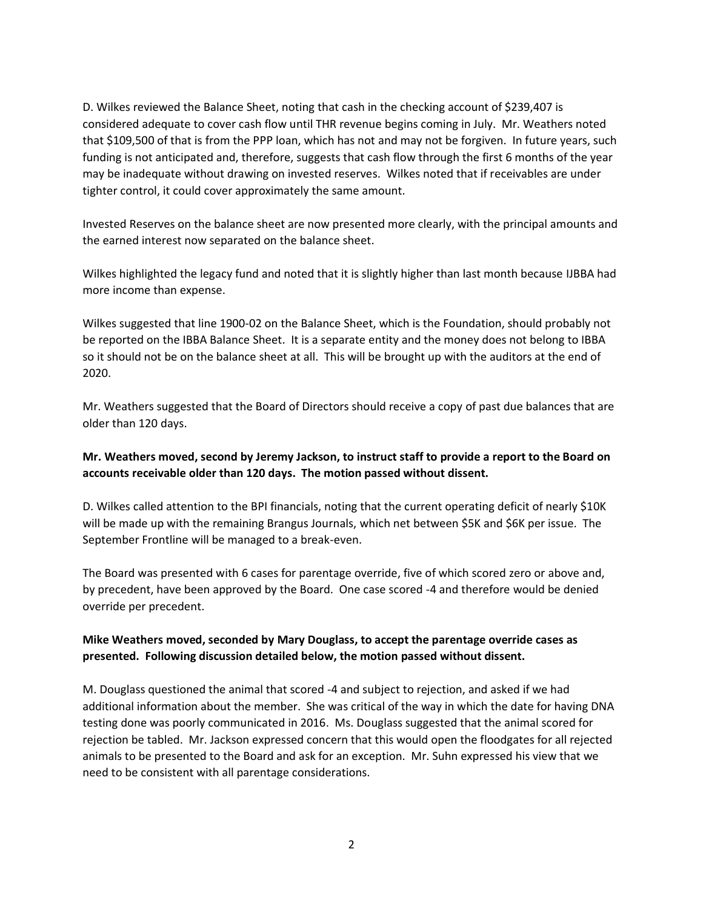D. Wilkes reviewed the Balance Sheet, noting that cash in the checking account of $239,407 is considered adequate to cover cash flow until THR revenue begins coming in July. Mr. Weathers noted that $109,500 of that is from the PPP loan, which has not and may not be forgiven. In future years, such funding is not anticipated and, therefore, suggests that cash flow through the first 6 months of the year may be inadequate without drawing on invested reserves. Wilkes noted that if receivables are under tighter control, it could cover approximately the same amount.

Invested Reserves on the balance sheet are now presented more clearly, with the principal amounts and the earned interest now separated on the balance sheet.

Wilkes highlighted the legacy fund and noted that it is slightly higher than last month because IJBBA had more income than expense.

Wilkes suggested that line 1900-02 on the Balance Sheet, which is the Foundation, should probably not be reported on the IBBA Balance Sheet. It is a separate entity and the money does not belong to IBBA so it should not be on the balance sheet at all. This will be brought up with the auditors at the end of 2020.

Mr. Weathers suggested that the Board of Directors should receive a copy of past due balances that are older than 120 days.

**Mr. Weathers moved, second by Jeremy Jackson, to instruct staff to provide a report to the Board on accounts receivable older than 120 days. The motion passed without dissent.**

D. Wilkes called attention to the BPI financials, noting that the current operating deficit of nearly $10K will be made up with the remaining Brangus Journals, which net between $5K and $6K per issue. The September Frontline will be managed to a break-even.

The Board was presented with 6 cases for parentage override, five of which scored zero or above and, by precedent, have been approved by the Board. One case scored -4 and therefore would be denied override per precedent.

**Mike Weathers moved, seconded by Mary Douglass, to accept the parentage override cases as presented. Following discussion detailed below, the motion passed without dissent.**

M. Douglass questioned the animal that scored -4 and subject to rejection, and asked if we had additional information about the member. She was critical of the way in which the date for having DNA testing done was poorly communicated in 2016. Ms. Douglass suggested that the animal scored for rejection be tabled. Mr. Jackson expressed concern that this would open the floodgates for all rejected animals to be presented to the Board and ask for an exception. Mr. Suhn expressed his view that we need to be consistent with all parentage considerations.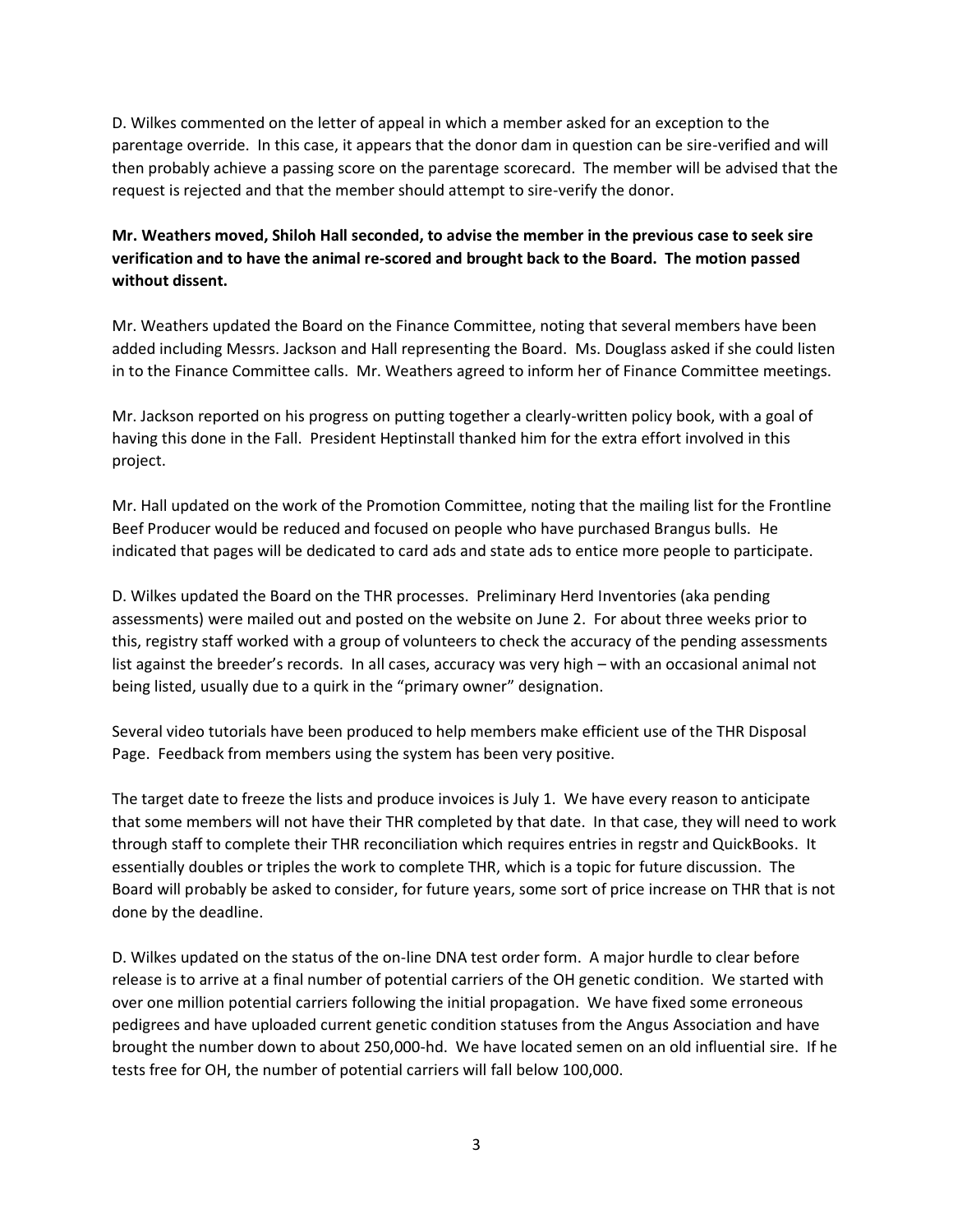D. Wilkes commented on the letter of appeal in which a member asked for an exception to the parentage override. In this case, it appears that the donor dam in question can be sire-verified and will then probably achieve a passing score on the parentage scorecard. The member will be advised that the request is rejected and that the member should attempt to sire-verify the donor.

**Mr. Weathers moved, Shiloh Hall seconded, to advise the member in the previous case to seek sire verification and to have the animal re-scored and brought back to the Board. The motion passed without dissent.**

Mr. Weathers updated the Board on the Finance Committee, noting that several members have been added including Messrs. Jackson and Hall representing the Board. Ms. Douglass asked if she could listen in to the Finance Committee calls. Mr. Weathers agreed to inform her of Finance Committee meetings.

Mr. Jackson reported on his progress on putting together a clearly-written policy book, with a goal of having this done in the Fall. President Heptinstall thanked him for the extra effort involved in this project.

Mr. Hall updated on the work of the Promotion Committee, noting that the mailing list for the Frontline Beef Producer would be reduced and focused on people who have purchased Brangus bulls. He indicated that pages will be dedicated to card ads and state ads to entice more people to participate.

D. Wilkes updated the Board on the THR processes. Preliminary Herd Inventories (aka pending assessments) were mailed out and posted on the website on June 2. For about three weeks prior to this, registry staff worked with a group of volunteers to check the accuracy of the pending assessments list against the breeder's records. In all cases, accuracy was very high – with an occasional animal not being listed, usually due to a quirk in the "primary owner" designation.

Several video tutorials have been produced to help members make efficient use of the THR Disposal Page. Feedback from members using the system has been very positive.

The target date to freeze the lists and produce invoices is July 1. We have every reason to anticipate that some members will not have their THR completed by that date. In that case, they will need to work through staff to complete their THR reconciliation which requires entries in regstr and QuickBooks. It essentially doubles or triples the work to complete THR, which is a topic for future discussion. The Board will probably be asked to consider, for future years, some sort of price increase on THR that is not done by the deadline.

D. Wilkes updated on the status of the on-line DNA test order form. A major hurdle to clear before release is to arrive at a final number of potential carriers of the OH genetic condition. We started with over one million potential carriers following the initial propagation. We have fixed some erroneous pedigrees and have uploaded current genetic condition statuses from the Angus Association and have brought the number down to about 250,000-hd. We have located semen on an old influential sire. If he tests free for OH, the number of potential carriers will fall below 100,000.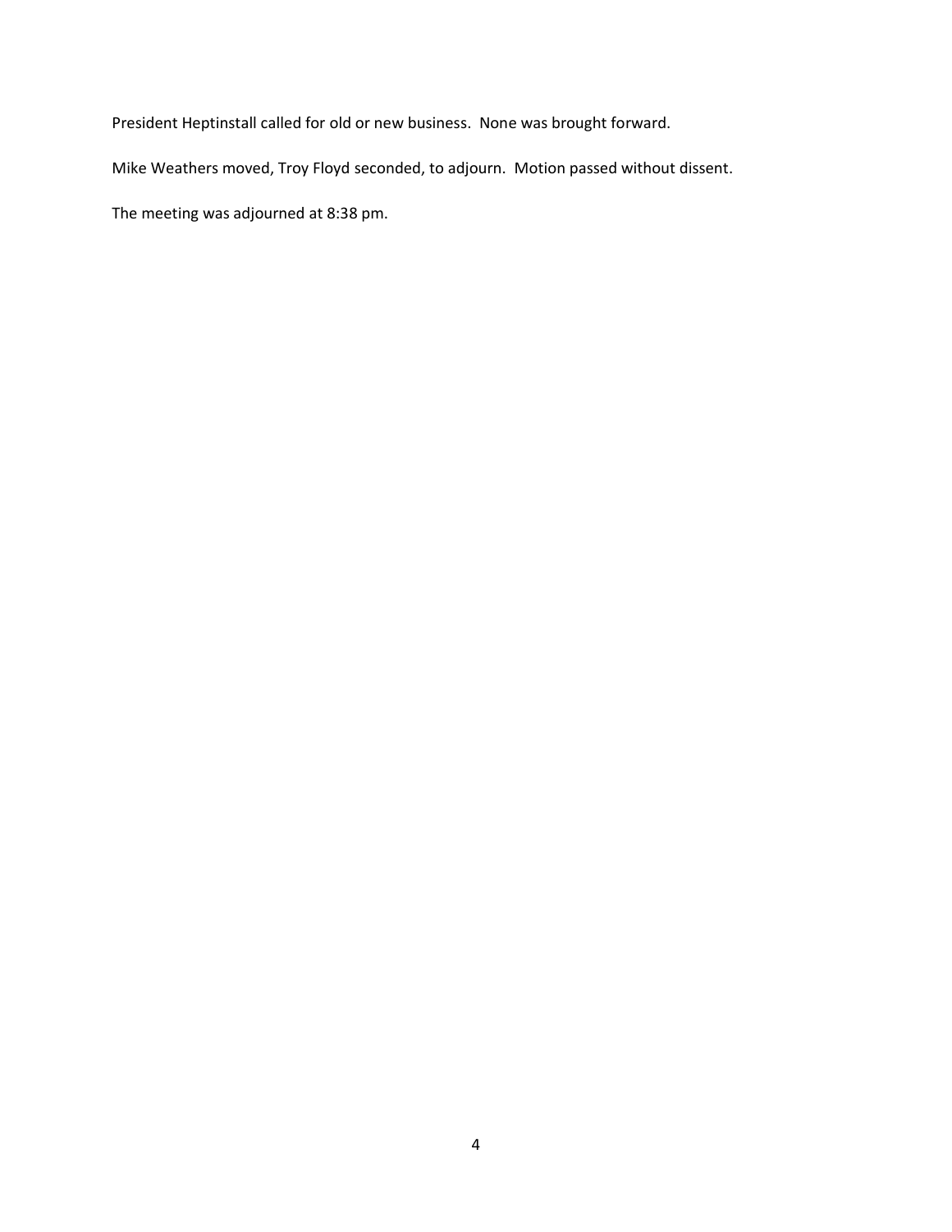President Heptinstall called for old or new business. None was brought forward.

Mike Weathers moved, Troy Floyd seconded, to adjourn. Motion passed without dissent.

The meeting was adjourned at 8:38 pm.